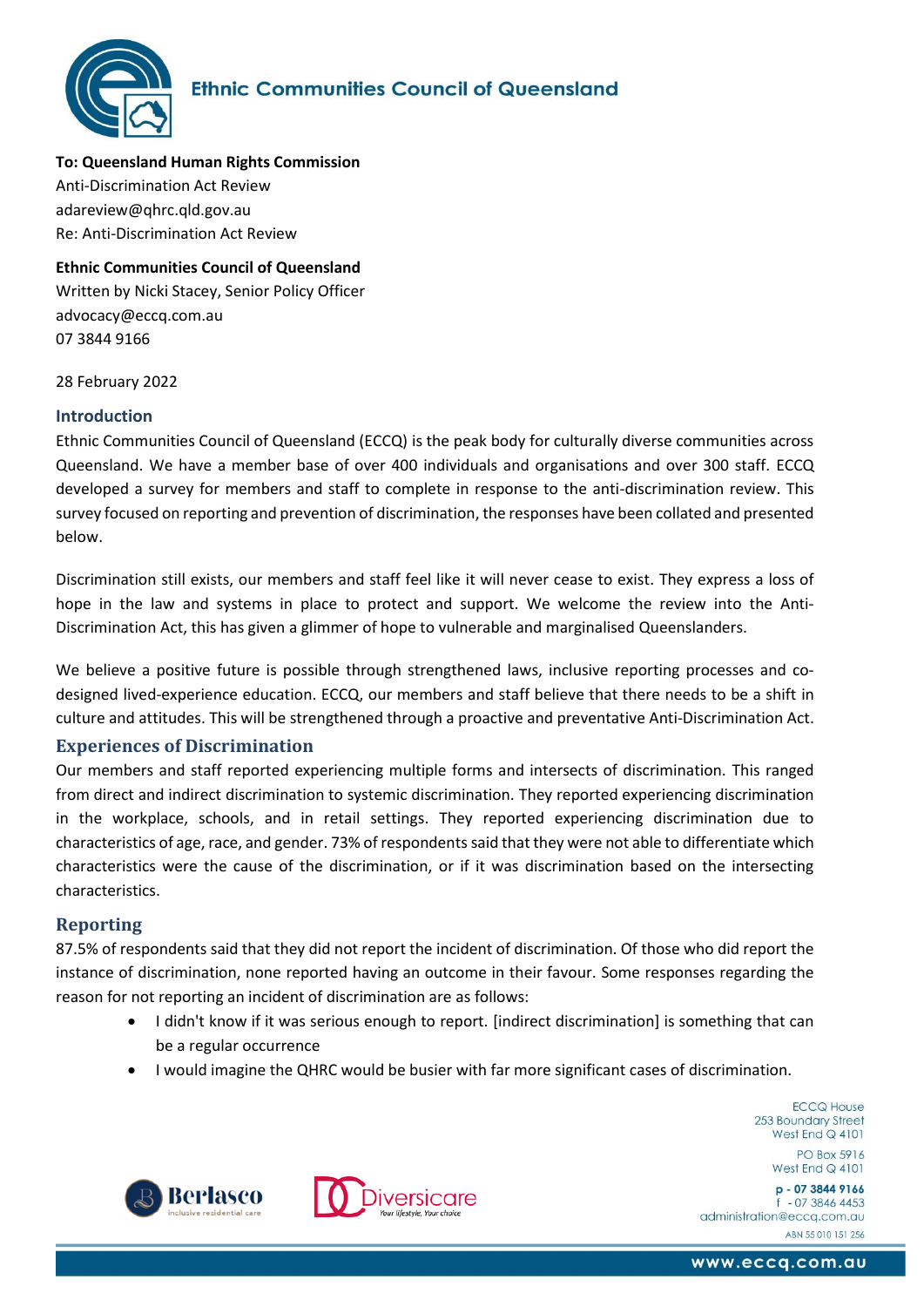**Ethnic Communities Council of Queensland**

**To: Queensland Human Rights Commission**
Anti-Discrimination Act Review
adareview@qhrc.qld.gov.au
Re: Anti-Discrimination Act Review

**Ethnic Communities Council of Queensland**
Written by Nicki Stacey, Senior Policy Officer
advocacy@eccq.com.au
07 3844 9166

28 February 2022

## Introduction

Ethnic Communities Council of Queensland (ECCQ) is the peak body for culturally diverse communities across Queensland. We have a member base of over 400 individuals and organisations and over 300 staff. ECCQ developed a survey for members and staff to complete in response to the anti-discrimination review. This survey focused on reporting and prevention of discrimination, the responses have been collated and presented below.

Discrimination still exists, our members and staff feel like it will never cease to exist. They express a loss of hope in the law and systems in place to protect and support. We welcome the review into the Anti-Discrimination Act, this has given a glimmer of hope to vulnerable and marginalised Queenslanders.

We believe a positive future is possible through strengthened laws, inclusive reporting processes and co-designed lived-experience education. ECCQ, our members and staff believe that there needs to be a shift in culture and attitudes. This will be strengthened through a proactive and preventative Anti-Discrimination Act.

## Experiences of Discrimination

Our members and staff reported experiencing multiple forms and intersects of discrimination. This ranged from direct and indirect discrimination to systemic discrimination. They reported experiencing discrimination in the workplace, schools, and in retail settings. They reported experiencing discrimination due to characteristics of age, race, and gender. 73% of respondents said that they were not able to differentiate which characteristics were the cause of the discrimination, or if it was discrimination based on the intersecting characteristics.

## Reporting

87.5% of respondents said that they did not report the incident of discrimination. Of those who did report the instance of discrimination, none reported having an outcome in their favour. Some responses regarding the reason for not reporting an incident of discrimination are as follows:

- I didn't know if it was serious enough to report. [indirect discrimination] is something that can be a regular occurrence
- I would imagine the QHRC would be busier with far more significant cases of discrimination.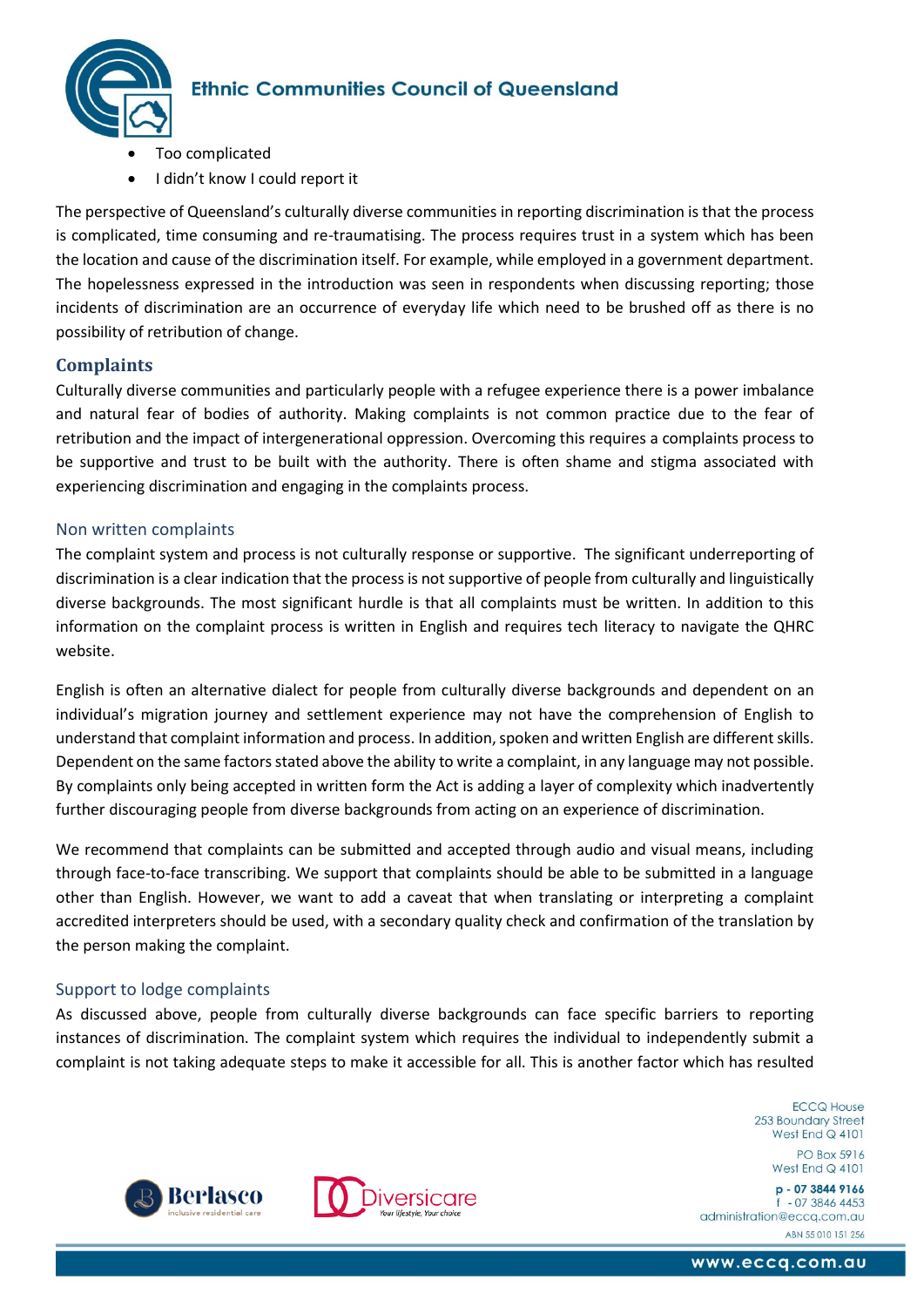- Too complicated
- I didn't know I could report it

The perspective of Queensland's culturally diverse communities in reporting discrimination is that the process is complicated, time consuming and re-traumatising. The process requires trust in a system which has been the location and cause of the discrimination itself. For example, while employed in a government department. The hopelessness expressed in the introduction was seen in respondents when discussing reporting; those incidents of discrimination are an occurrence of everyday life which need to be brushed off as there is no possibility of retribution of change.

## Complaints

Culturally diverse communities and particularly people with a refugee experience there is a power imbalance and natural fear of bodies of authority. Making complaints is not common practice due to the fear of retribution and the impact of intergenerational oppression. Overcoming this requires a complaints process to be supportive and trust to be built with the authority. There is often shame and stigma associated with experiencing discrimination and engaging in the complaints process.

### Non written complaints

The complaint system and process is not culturally response or supportive. The significant underreporting of discrimination is a clear indication that the process is not supportive of people from culturally and linguistically diverse backgrounds. The most significant hurdle is that all complaints must be written. In addition to this information on the complaint process is written in English and requires tech literacy to navigate the QHRC website.

English is often an alternative dialect for people from culturally diverse backgrounds and dependent on an individual's migration journey and settlement experience may not have the comprehension of English to understand that complaint information and process. In addition, spoken and written English are different skills. Dependent on the same factors stated above the ability to write a complaint, in any language may not possible. By complaints only being accepted in written form the Act is adding a layer of complexity which inadvertently further discouraging people from diverse backgrounds from acting on an experience of discrimination.

We recommend that complaints can be submitted and accepted through audio and visual means, including through face-to-face transcribing. We support that complaints should be able to be submitted in a language other than English. However, we want to add a caveat that when translating or interpreting a complaint accredited interpreters should be used, with a secondary quality check and confirmation of the translation by the person making the complaint.

### Support to lodge complaints

As discussed above, people from culturally diverse backgrounds can face specific barriers to reporting instances of discrimination. The complaint system which requires the individual to independently submit a complaint is not taking adequate steps to make it accessible for all. This is another factor which has resulted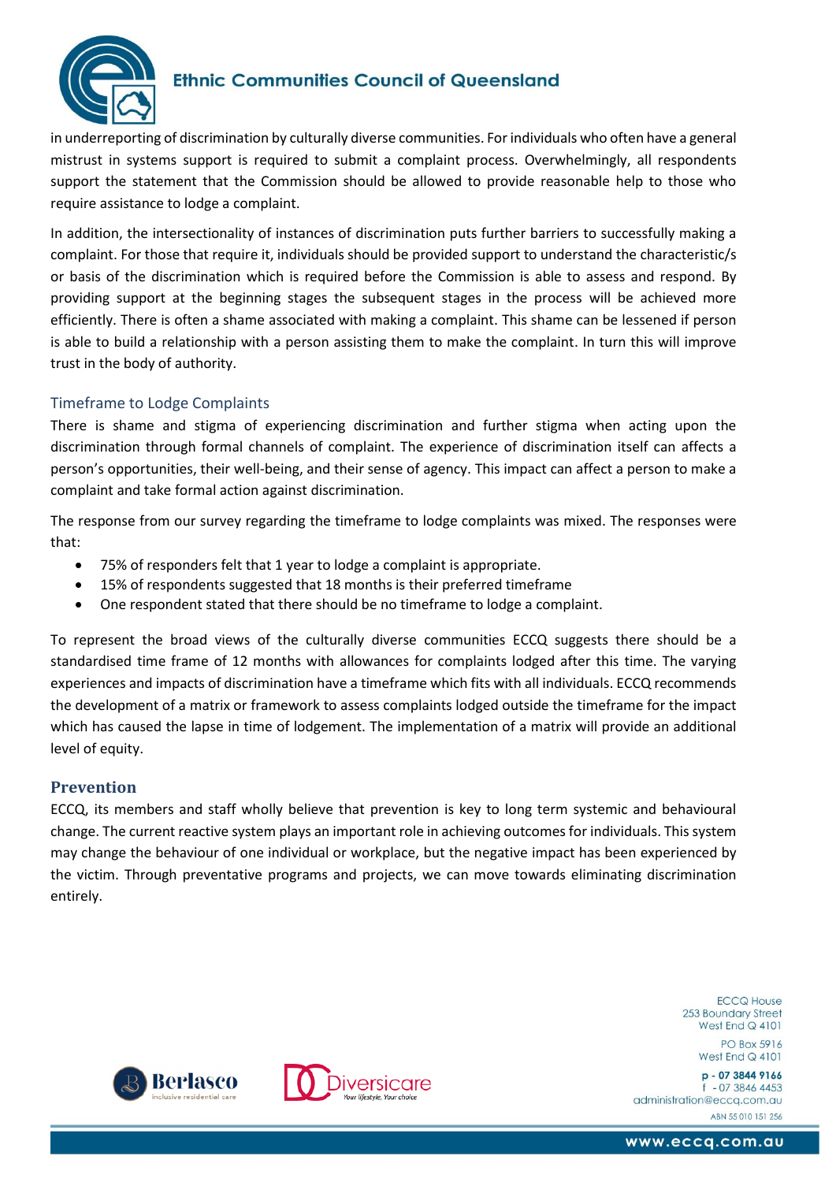in underreporting of discrimination by culturally diverse communities. For individuals who often have a general mistrust in systems support is required to submit a complaint process. Overwhelmingly, all respondents support the statement that the Commission should be allowed to provide reasonable help to those who require assistance to lodge a complaint.

In addition, the intersectionality of instances of discrimination puts further barriers to successfully making a complaint. For those that require it, individuals should be provided support to understand the characteristic/s or basis of the discrimination which is required before the Commission is able to assess and respond. By providing support at the beginning stages the subsequent stages in the process will be achieved more efficiently. There is often a shame associated with making a complaint. This shame can be lessened if person is able to build a relationship with a person assisting them to make the complaint. In turn this will improve trust in the body of authority.

### Timeframe to Lodge Complaints

There is shame and stigma of experiencing discrimination and further stigma when acting upon the discrimination through formal channels of complaint. The experience of discrimination itself can affects a person's opportunities, their well-being, and their sense of agency. This impact can affect a person to make a complaint and take formal action against discrimination.

The response from our survey regarding the timeframe to lodge complaints was mixed. The responses were that:

- 75% of responders felt that 1 year to lodge a complaint is appropriate.
- 15% of respondents suggested that 18 months is their preferred timeframe
- One respondent stated that there should be no timeframe to lodge a complaint.

To represent the broad views of the culturally diverse communities ECCQ suggests there should be a standardised time frame of 12 months with allowances for complaints lodged after this time. The varying experiences and impacts of discrimination have a timeframe which fits with all individuals. ECCQ recommends the development of a matrix or framework to assess complaints lodged outside the timeframe for the impact which has caused the lapse in time of lodgement. The implementation of a matrix will provide an additional level of equity.

## Prevention

ECCQ, its members and staff wholly believe that prevention is key to long term systemic and behavioural change. The current reactive system plays an important role in achieving outcomes for individuals. This system may change the behaviour of one individual or workplace, but the negative impact has been experienced by the victim. Through preventative programs and projects, we can move towards eliminating discrimination entirely.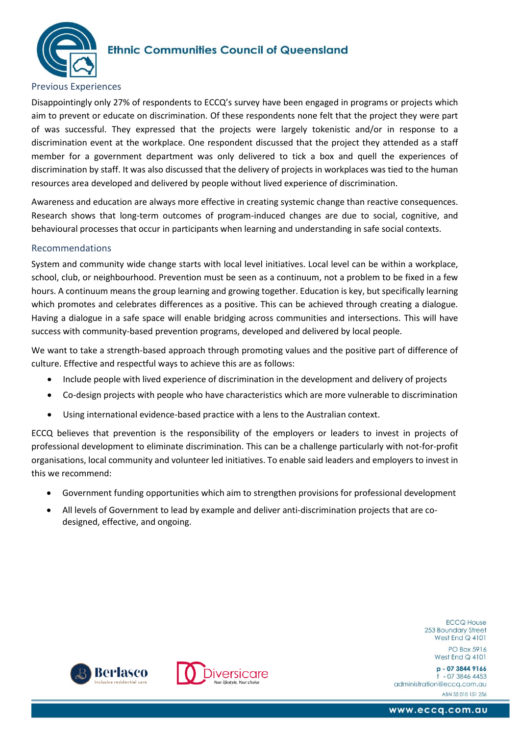## Previous Experiences

Disappointingly only 27% of respondents to ECCQ's survey have been engaged in programs or projects which aim to prevent or educate on discrimination. Of these respondents none felt that the project they were part of was successful. They expressed that the projects were largely tokenistic and/or in response to a discrimination event at the workplace. One respondent discussed that the project they attended as a staff member for a government department was only delivered to tick a box and quell the experiences of discrimination by staff. It was also discussed that the delivery of projects in workplaces was tied to the human resources area developed and delivered by people without lived experience of discrimination.

Awareness and education are always more effective in creating systemic change than reactive consequences. Research shows that long-term outcomes of program-induced changes are due to social, cognitive, and behavioural processes that occur in participants when learning and understanding in safe social contexts.

## Recommendations

System and community wide change starts with local level initiatives. Local level can be within a workplace, school, club, or neighbourhood. Prevention must be seen as a continuum, not a problem to be fixed in a few hours. A continuum means the group learning and growing together. Education is key, but specifically learning which promotes and celebrates differences as a positive. This can be achieved through creating a dialogue. Having a dialogue in a safe space will enable bridging across communities and intersections. This will have success with community-based prevention programs, developed and delivered by local people.

We want to take a strength-based approach through promoting values and the positive part of difference of culture. Effective and respectful ways to achieve this are as follows:

- Include people with lived experience of discrimination in the development and delivery of projects
- Co-design projects with people who have characteristics which are more vulnerable to discrimination
- Using international evidence-based practice with a lens to the Australian context.

ECCQ believes that prevention is the responsibility of the employers or leaders to invest in projects of professional development to eliminate discrimination. This can be a challenge particularly with not-for-profit organisations, local community and volunteer led initiatives. To enable said leaders and employers to invest in this we recommend:

- Government funding opportunities which aim to strengthen provisions for professional development
- All levels of Government to lead by example and deliver anti-discrimination projects that are co-designed, effective, and ongoing.